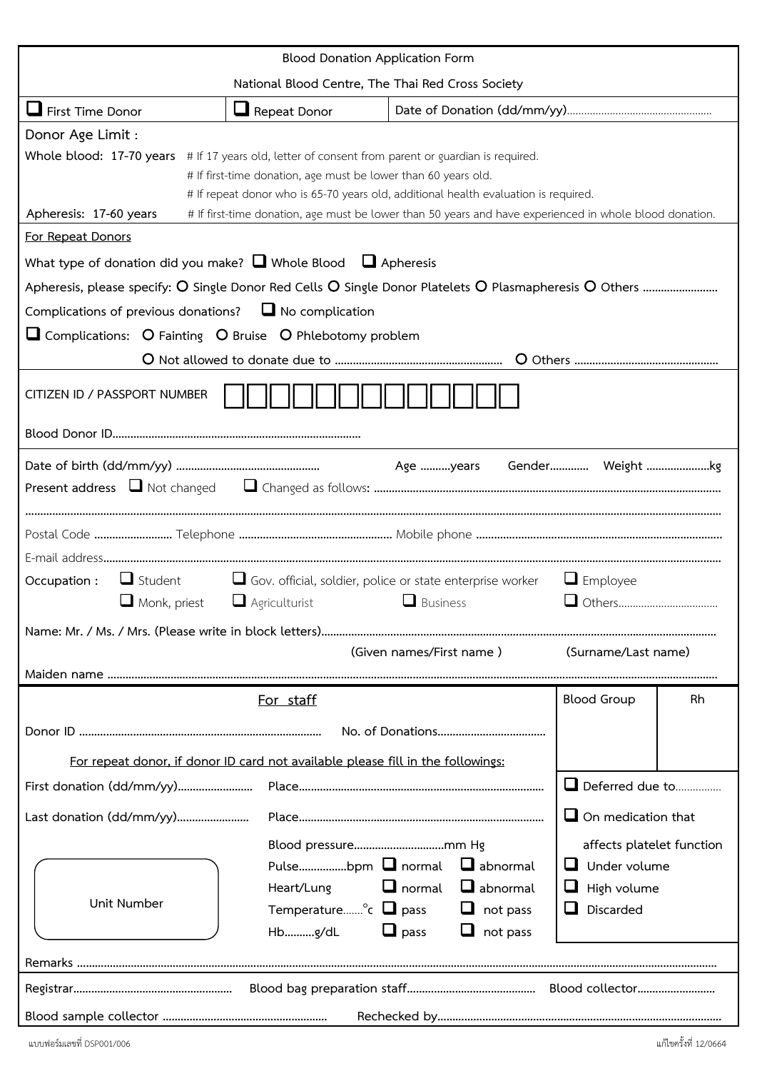# Blood Donation Application Form

## National Blood Centre, The Thai Red Cross Society

☐ First Time Donor ☐ Repeat Donor Date of Donation (dd/mm/yy)..................................................

**Donor Age Limit :**

Whole blood: 17-70 years # If 17 years old, letter of consent from parent or guardian is required.
# If first-time donation, age must be lower than 60 years old.
# If repeat donor who is 65-70 years old, additional health evaluation is required.

Apheresis: 17-60 years # If first-time donation, age must be lower than 50 years and have experienced in whole blood donation.

**For Repeat Donors**

What type of donation did you make? ☐ Whole Blood ☐ Apheresis

Apheresis, please specify: O Single Donor Red Cells O Single Donor Platelets O Plasmapheresis O Others .........................

Complications of previous donations? ☐ No complication

☐ Complications: O Fainting O Bruise O Phlebotomy problem

O Not allowed to donate due to ....................................................... O Others ...............................................

CITIEN ID / PASSPORT NUMBER ☐☐☐☐☐☐☐☐☐☐☐☐☐

Blood Donor ID..................................................................................

Date of birth (dd/mm/yy) ................................................ Age ..........years Gender............. Weight .....................kg

Present address ☐ Not changed ☐ Changed as follows: ..................................................................................................................

..................................................................................................................................................................................................

Postal Code .......................... Telephone .................................................. Mobile phone .................................................................

E-mail address.............................................................................................................................................................................

Occupation : ☐ Student ☐ Gov. official, soldier, police or state enterprise worker ☐ Employee
☐ Monk, priest ☐ Agriculturist ☐ Business ☐ Others..................................

Name: Mr. / Ms. / Mrs. (Please write in block letters)...................................................................................................................
(Given names/First name ) (Surname/Last name)

Maiden name ..............................................................................................................................................................................

## For staff

Donor ID ............................................................................... No. of Donations...................................

**For repeat donor, if donor ID card not available please fill in the followings:**

First donation (dd/mm/yy)......................... Place...............................................................................

Last donation (dd/mm/yy)........................ Place...............................................................................

Unit Number

Blood pressure..............................mm Hg

Pulse................bpm ☐ normal ☐ abnormal

Heart/Lung ☐ normal ☐ abnormal

Temperature.......°c ☐ pass ☐ not pass

Hb..........g/dL ☐ pass ☐ not pass

| Blood Group | Rh |
|---|---|
| | |

☐ Deferred due to................

☐ On medication that affects platelet function

☐ Under volume

☐ High volume

☐ Discarded

Remarks ......................................................................................................................................................................................

Registrar.................................................... Blood bag preparation staff........................................... Blood collector..........................

Blood sample collector ...................................................... Rechecked by.............................................................................................

แบบฟอร์มเลขที่ DSP001/006 แก้ไขครั้งที่ 12/0664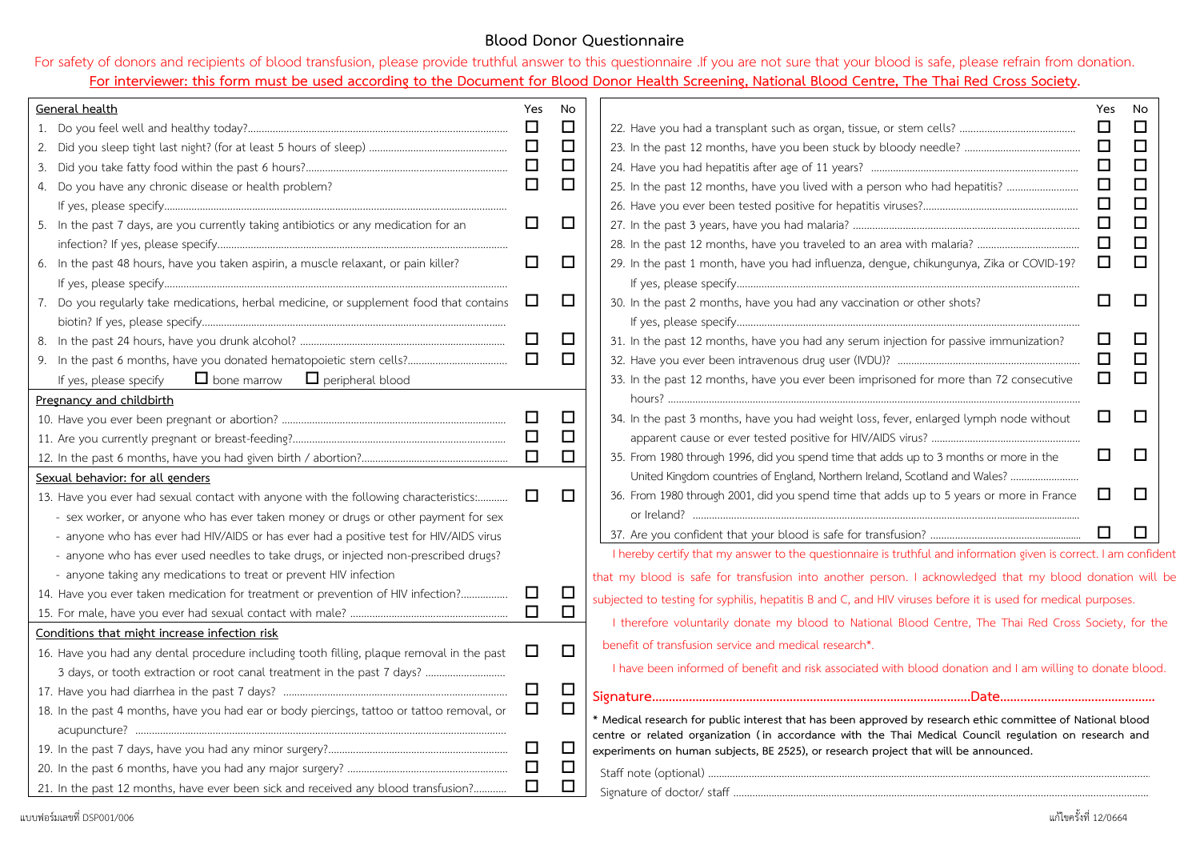# Blood Donor Questionnaire

For safety of donors and recipients of blood transfusion, please provide truthful answer to this questionnaire .If you are not sure that your blood is safe, please refrain from donation.

**For interviewer: this form must be used according to the Document for Blood Donor Health Screening, National Blood Centre, The Thai Red Cross Society.**

| General health | Yes | No |
|---|---|---|
| 1. Do you feel well and healthy today? | ☐ | ☐ |
| 2. Did you sleep tight last night? (for at least 5 hours of sleep) | ☐ | ☐ |
| 3. Did you take fatty food within the past 6 hours? | ☐ | ☐ |
| 4. Do you have any chronic disease or health problem? If yes, please specify........ | ☐ | ☐ |
| 5. In the past 7 days, are you currently taking antibiotics or any medication for an infection? If yes, please specify........ | ☐ | ☐ |
| 6. In the past 48 hours, have you taken aspirin, a muscle relaxant, or pain killer? If yes, please specify........ | ☐ | ☐ |
| 7. Do you regularly take medications, herbal medicine, or supplement food that contains biotin? If yes, please specify........ | ☐ | ☐ |
| 8. In the past 24 hours, have you drunk alcohol? | ☐ | ☐ |
| 9. In the past 6 months, have you donated hematopoietic stem cells? If yes, please specify ☐ bone marrow ☐ peripheral blood | ☐ | ☐ |
| **Pregnancy and childbirth** | | |
| 10. Have you ever been pregnant or abortion? | ☐ | ☐ |
| 11. Are you currently pregnant or breast-feeding? | ☐ | ☐ |
| 12. In the past 6 months, have you had given birth / abortion? | ☐ | ☐ |
| **Sexual behavior: for all genders** | | |
| 13. Have you ever had sexual contact with anyone with the following characteristics: - sex worker, or anyone who has ever taken money or drugs or other payment for sex - anyone who has ever had HIV/AIDS or has ever had a positive test for HIV/AIDS virus - anyone who has ever used needles to take drugs, or injected non-prescribed drugs? - anyone taking any medications to treat or prevent HIV infection | ☐ | ☐ |
| 14. Have you ever taken medication for treatment or prevention of HIV infection? | ☐ | ☐ |
| 15. For male, have you ever had sexual contact with male? | ☐ | ☐ |
| **Conditions that might increase infection risk** | | |
| 16. Have you had any dental procedure including tooth filling, plaque removal in the past 3 days, or tooth extraction or root canal treatment in the past 7 days? | ☐ | ☐ |
| 17. Have you had diarrhea in the past 7 days? | ☐ | ☐ |
| 18. In the past 4 months, have you had ear or body piercings, tattoo or tattoo removal, or acupuncture? | ☐ | ☐ |
| 19. In the past 7 days, have you had any minor surgery? | ☐ | ☐ |
| 20. In the past 6 months, have you had any major surgery? | ☐ | ☐ |
| 21. In the past 12 months, have ever been sick and received any blood transfusion? | ☐ | ☐ |

| | Yes | No |
|---|---|---|
| 22. Have you had a transplant such as organ, tissue, or stem cells? | ☐ | ☐ |
| 23. In the past 12 months, have you been stuck by bloody needle? | ☐ | ☐ |
| 24. Have you had hepatitis after age of 11 years? | ☐ | ☐ |
| 25. In the past 12 months, have you lived with a person who had hepatitis? | ☐ | ☐ |
| 26. Have you ever been tested positive for hepatitis viruses? | ☐ | ☐ |
| 27. In the past 3 years, have you had malaria? | ☐ | ☐ |
| 28. In the past 12 months, have you traveled to an area with malaria? | ☐ | ☐ |
| 29. In the past 1 month, have you had influenza, dengue, chikungunya, Zika or COVID-19? If yes, please specify........ | ☐ | ☐ |
| 30. In the past 2 months, have you had any vaccination or other shots? If yes, please specify........ | ☐ | ☐ |
| 31. In the past 12 months, have you had any serum injection for passive immunization? | ☐ | ☐ |
| 32. Have you ever been intravenous drug user (IVDU)? | ☐ | ☐ |
| 33. In the past 12 months, have you ever been imprisoned for more than 72 consecutive hours? | ☐ | ☐ |
| 34. In the past 3 months, have you had weight loss, fever, enlarged lymph node without apparent cause or ever tested positive for HIV/AIDS virus? | ☐ | ☐ |
| 35. From 1980 through 1996, did you spend time that adds up to 3 months or more in the United Kingdom countries of England, Northern Ireland, Scotland and Wales? | ☐ | ☐ |
| 36. From 1980 through 2001, did you spend time that adds up to 5 years or more in France or Ireland? | ☐ | ☐ |
| 37. Are you confident that your blood is safe for transfusion? | ☐ | ☐ |

I hereby certify that my answer to the questionnaire is truthful and information given is correct. I am confident that my blood is safe for transfusion into another person. I acknowledged that my blood donation will be subjected to testing for syphilis, hepatitis B and C, and HIV viruses before it is used for medical purposes.

I therefore voluntarily donate my blood to National Blood Centre, The Thai Red Cross Society, for the benefit of transfusion service and medical research*.

I have been informed of benefit and risk associated with blood donation and I am willing to donate blood.

**Signature........................................Date........................................**

**\* Medical research for public interest that has been approved by research ethic committee of National blood centre or related organization (in accordance with the Thai Medical Council regulation on research and experiments on human subjects, BE 2525), or research project that will be announced.**

Staff note (optional) ........................................

Signature of doctor/ staff ........................................

แบบฟอร์มเลขที่ DSP001/006

แก้ไขครั้งที่ 12/0664